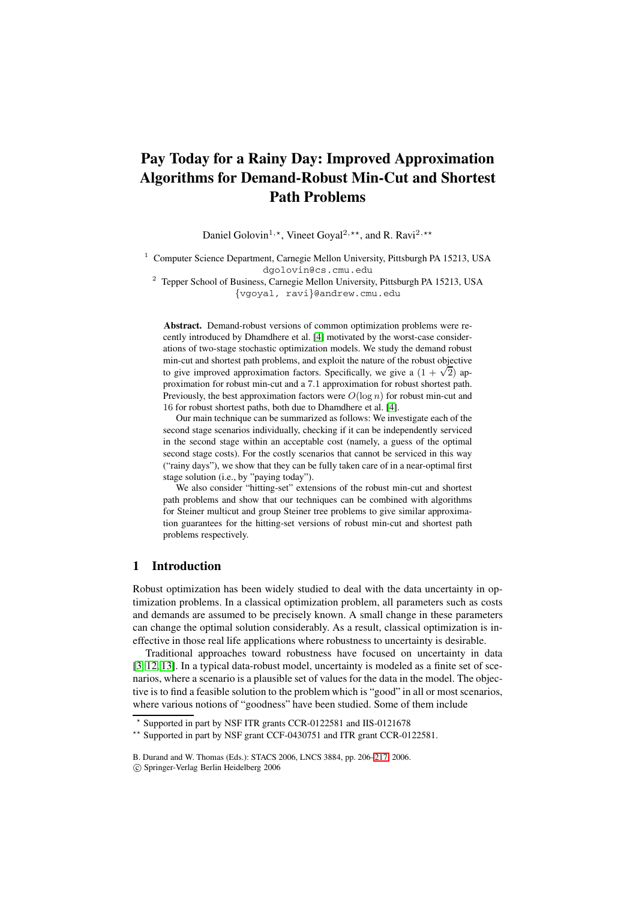# Pay Today for a Rainy Day: Improved Approximation Algorithms for Demand-Robust Min-Cut and Shortest Path Problems

Daniel Golovin[1,⋆], Vineet Goyal[2,⋆⋆], and R. Ravi[2,⋆⋆]

[1] Computer Science Department, Carnegie Mellon University, Pittsburgh PA 15213, USA
dgolovin@cs.cmu.edu

[2] Tepper School of Business, Carnegie Mellon University, Pittsburgh PA 15213, USA
{vgoyal, ravi}@andrew.cmu.edu

**Abstract.** Demand-robust versions of common optimization problems were recently introduced by Dhamdhere et al. [4] motivated by the worst-case considerations of two-stage stochastic optimization models. We study the demand robust min-cut and shortest path problems, and exploit the nature of the robust objective to give improved approximation factors. Specifically, we give a $(1 + \sqrt{2})$ approximation for robust min-cut and a 7.1 approximation for robust shortest path. Previously, the best approximation factors were $O(\log n)$ for robust min-cut and 16 for robust shortest paths, both due to Dhamdhere et al. [4].

Our main technique can be summarized as follows: We investigate each of the second stage scenarios individually, checking if it can be independently serviced in the second stage within an acceptable cost (namely, a guess of the optimal second stage costs). For the costly scenarios that cannot be serviced in this way ("rainy days"), we show that they can be fully taken care of in a near-optimal first stage solution (i.e., by "paying today").

We also consider "hitting-set" extensions of the robust min-cut and shortest path problems and show that our techniques can be combined with algorithms for Steiner multicut and group Steiner tree problems to give similar approximation guarantees for the hitting-set versions of robust min-cut and shortest path problems respectively.

## 1 Introduction

Robust optimization has been widely studied to deal with the data uncertainty in optimization problems. In a classical optimization problem, all parameters such as costs and demands are assumed to be precisely known. A small change in these parameters can change the optimal solution considerably. As a result, classical optimization is ineffective in those real life applications where robustness to uncertainty is desirable.

Traditional approaches toward robustness have focused on uncertainty in data [3, 12, 13]. In a typical data-robust model, uncertainty is modeled as a finite set of scenarios, where a scenario is a plausible set of values for the data in the model. The objective is to find a feasible solution to the problem which is "good" in all or most scenarios, where various notions of "goodness" have been studied. Some of them include

⋆ Supported in part by NSF ITR grants CCR-0122581 and IIS-0121678

⋆⋆ Supported in part by NSF grant CCF-0430751 and ITR grant CCR-0122581.

B. Durand and W. Thomas (Eds.): STACS 2006, LNCS 3884, pp. 206–217, 2006.
© Springer-Verlag Berlin Heidelberg 2006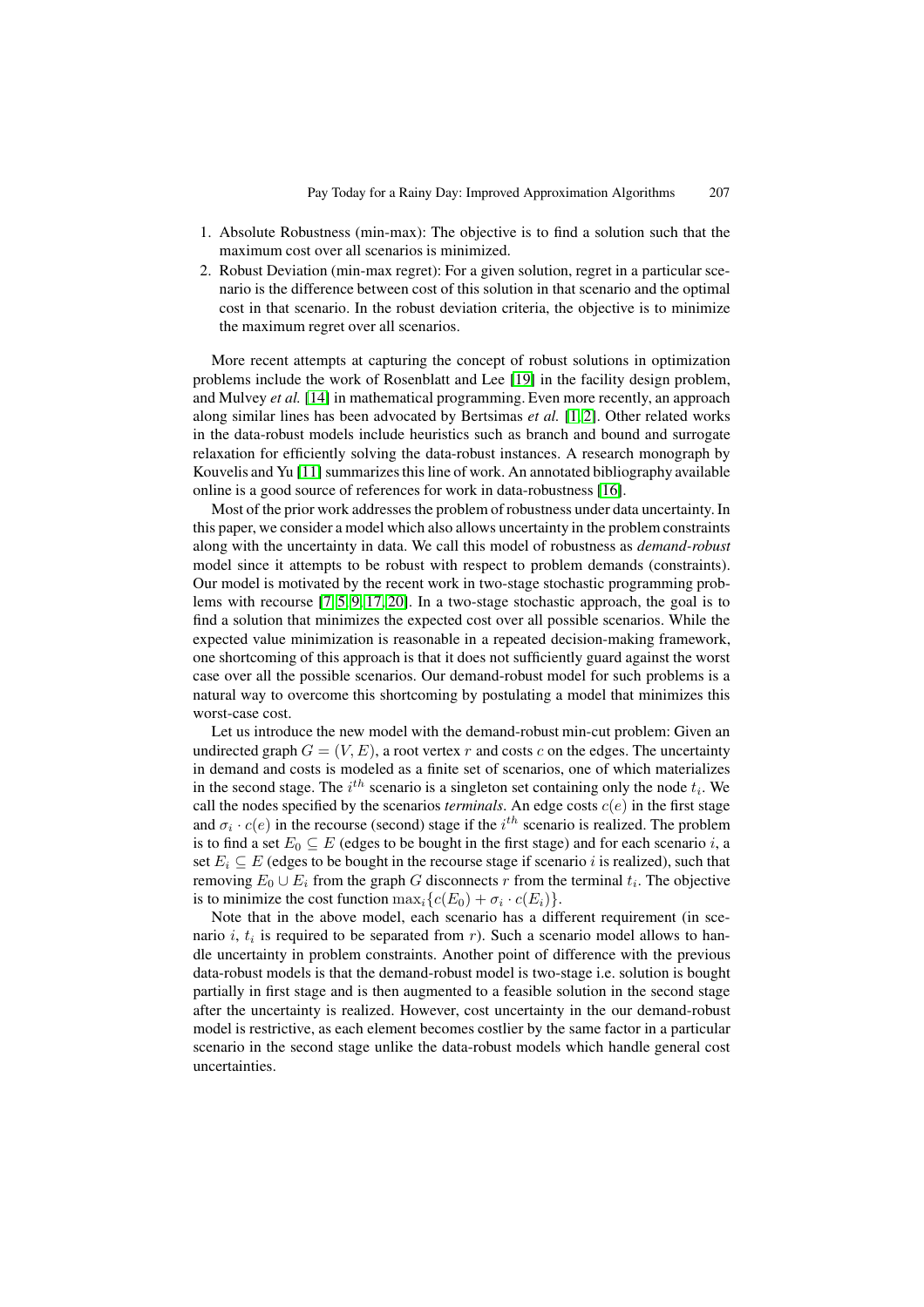1. Absolute Robustness (min-max): The objective is to find a solution such that the maximum cost over all scenarios is minimized.
2. Robust Deviation (min-max regret): For a given solution, regret in a particular scenario is the difference between cost of this solution in that scenario and the optimal cost in that scenario. In the robust deviation criteria, the objective is to minimize the maximum regret over all scenarios.

More recent attempts at capturing the concept of robust solutions in optimization problems include the work of Rosenblatt and Lee [19] in the facility design problem, and Mulvey *et al.* [14] in mathematical programming. Even more recently, an approach along similar lines has been advocated by Bertsimas *et al.* [1,2]. Other related works in the data-robust models include heuristics such as branch and bound and surrogate relaxation for efficiently solving the data-robust instances. A research monograph by Kouvelis and Yu [11] summarizes this line of work. An annotated bibliography available online is a good source of references for work in data-robustness [16].

Most of the prior work addresses the problem of robustness under data uncertainty. In this paper, we consider a model which also allows uncertainty in the problem constraints along with the uncertainty in data. We call this model of robustness as *demand-robust* model since it attempts to be robust with respect to problem demands (constraints). Our model is motivated by the recent work in two-stage stochastic programming problems with recourse [7,5,9,17,20]. In a two-stage stochastic approach, the goal is to find a solution that minimizes the expected cost over all possible scenarios. While the expected value minimization is reasonable in a repeated decision-making framework, one shortcoming of this approach is that it does not sufficiently guard against the worst case over all the possible scenarios. Our demand-robust model for such problems is a natural way to overcome this shortcoming by postulating a model that minimizes this worst-case cost.

Let us introduce the new model with the demand-robust min-cut problem: Given an undirected graph $G = (V, E)$, a root vertex $r$ and costs $c$ on the edges. The uncertainty in demand and costs is modeled as a finite set of scenarios, one of which materializes in the second stage. The $i^{th}$ scenario is a singleton set containing only the node $t_i$. We call the nodes specified by the scenarios *terminals*. An edge costs $c(e)$ in the first stage and $\sigma_i \cdot c(e)$ in the recourse (second) stage if the $i^{th}$ scenario is realized. The problem is to find a set $E_0 \subseteq E$ (edges to be bought in the first stage) and for each scenario $i$, a set $E_i \subseteq E$ (edges to be bought in the recourse stage if scenario $i$ is realized), such that removing $E_0 \cup E_i$ from the graph $G$ disconnects $r$ from the terminal $t_i$. The objective is to minimize the cost function $\max_i \{c(E_0) + \sigma_i \cdot c(E_i)\}$.

Note that in the above model, each scenario has a different requirement (in scenario $i$, $t_i$ is required to be separated from $r$). Such a scenario model allows to handle uncertainty in problem constraints. Another point of difference with the previous data-robust models is that the demand-robust model is two-stage i.e. solution is bought partially in first stage and is then augmented to a feasible solution in the second stage after the uncertainty is realized. However, cost uncertainty in the our demand-robust model is restrictive, as each element becomes costlier by the same factor in a particular scenario in the second stage unlike the data-robust models which handle general cost uncertainties.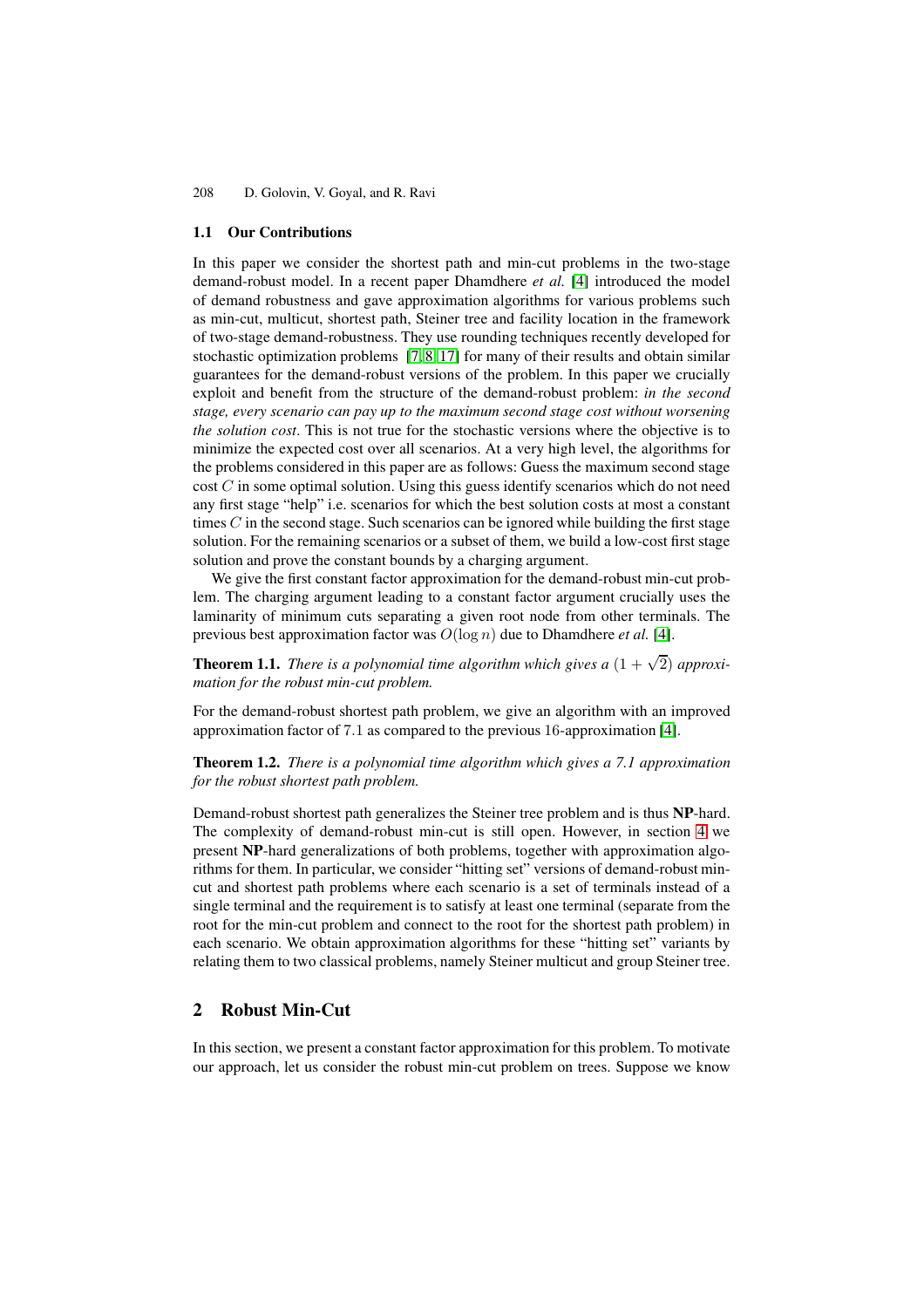### 1.1 Our Contributions

In this paper we consider the shortest path and min-cut problems in the two-stage demand-robust model. In a recent paper Dhamdhere *et al.* [4] introduced the model of demand robustness and gave approximation algorithms for various problems such as min-cut, multicut, shortest path, Steiner tree and facility location in the framework of two-stage demand-robustness. They use rounding techniques recently developed for stochastic optimization problems [7, 8, 17] for many of their results and obtain similar guarantees for the demand-robust versions of the problem. In this paper we crucially exploit and benefit from the structure of the demand-robust problem: *in the second stage, every scenario can pay up to the maximum second stage cost without worsening the solution cost*. This is not true for the stochastic versions where the objective is to minimize the expected cost over all scenarios. At a very high level, the algorithms for the problems considered in this paper are as follows: Guess the maximum second stage cost $C$ in some optimal solution. Using this guess identify scenarios which do not need any first stage "help" i.e. scenarios for which the best solution costs at most a constant times $C$ in the second stage. Such scenarios can be ignored while building the first stage solution. For the remaining scenarios or a subset of them, we build a low-cost first stage solution and prove the constant bounds by a charging argument.

We give the first constant factor approximation for the demand-robust min-cut problem. The charging argument leading to a constant factor argument crucially uses the laminarity of minimum cuts separating a given root node from other terminals. The previous best approximation factor was $O(\log n)$ due to Dhamdhere *et al.* [4].

**Theorem 1.1.** *There is a polynomial time algorithm which gives a $(1 + \sqrt{2})$ approximation for the robust min-cut problem.*

For the demand-robust shortest path problem, we give an algorithm with an improved approximation factor of $7.1$ as compared to the previous $16$-approximation [4].

**Theorem 1.2.** *There is a polynomial time algorithm which gives a 7.1 approximation for the robust shortest path problem.*

Demand-robust shortest path generalizes the Steiner tree problem and is thus **NP**-hard. The complexity of demand-robust min-cut is still open. However, in section 4 we present **NP**-hard generalizations of both problems, together with approximation algorithms for them. In particular, we consider "hitting set" versions of demand-robust min-cut and shortest path problems where each scenario is a set of terminals instead of a single terminal and the requirement is to satisfy at least one terminal (separate from the root for the min-cut problem and connect to the root for the shortest path problem) in each scenario. We obtain approximation algorithms for these "hitting set" variants by relating them to two classical problems, namely Steiner multicut and group Steiner tree.

## 2 Robust Min-Cut

In this section, we present a constant factor approximation for this problem. To motivate our approach, let us consider the robust min-cut problem on trees. Suppose we know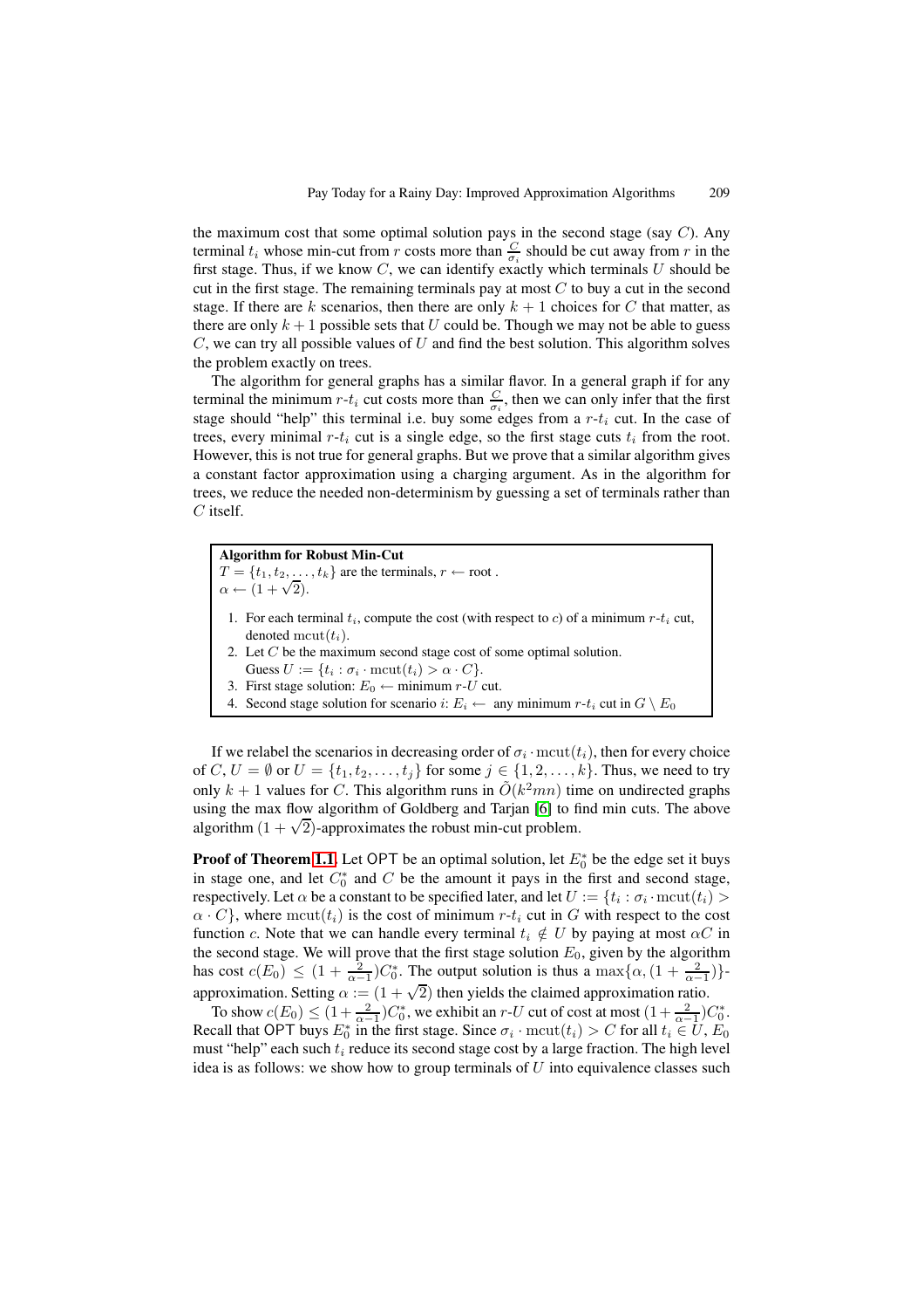the maximum cost that some optimal solution pays in the second stage (say $C$). Any terminal $t_i$ whose min-cut from $r$ costs more than $\frac{C}{\sigma_i}$ should be cut away from $r$ in the first stage. Thus, if we know $C$, we can identify exactly which terminals $U$ should be cut in the first stage. The remaining terminals pay at most $C$ to buy a cut in the second stage. If there are $k$ scenarios, then there are only $k+1$ choices for $C$ that matter, as there are only $k+1$ possible sets that $U$ could be. Though we may not be able to guess $C$, we can try all possible values of $U$ and find the best solution. This algorithm solves the problem exactly on trees.

The algorithm for general graphs has a similar flavor. In a general graph if for any terminal the minimum $r$-$t_i$ cut costs more than $\frac{C}{\sigma_i}$, then we can only infer that the first stage should "help" this terminal i.e. buy some edges from a $r$-$t_i$ cut. In the case of trees, every minimal $r$-$t_i$ cut is a single edge, so the first stage cuts $t_i$ from the root. However, this is not true for general graphs. But we prove that a similar algorithm gives a constant factor approximation using a charging argument. As in the algorithm for trees, we reduce the needed non-determinism by guessing a set of terminals rather than $C$ itself.

**Algorithm for Robust Min-Cut**
$T = \{t_1, t_2, \ldots, t_k\}$ are the terminals, $r \leftarrow$ root .
$\alpha \leftarrow (1+\sqrt{2})$.

1. For each terminal $t_i$, compute the cost (with respect to $c$) of a minimum $r$-$t_i$ cut, denoted $\mathrm{mcut}(t_i)$.
2. Let $C$ be the maximum second stage cost of some optimal solution.
   Guess $U := \{t_i : \sigma_i \cdot \mathrm{mcut}(t_i) > \alpha \cdot C\}$.
3. First stage solution: $E_0 \leftarrow$ minimum $r$-$U$ cut.
4. Second stage solution for scenario $i$: $E_i \leftarrow$ any minimum $r$-$t_i$ cut in $G \setminus E_0$

If we relabel the scenarios in decreasing order of $\sigma_i \cdot \mathrm{mcut}(t_i)$, then for every choice of $C$, $U = \emptyset$ or $U = \{t_1, t_2, \ldots, t_j\}$ for some $j \in \{1, 2, \ldots, k\}$. Thus, we need to try only $k+1$ values for $C$. This algorithm runs in $\tilde{O}(k^2 mn)$ time on undirected graphs using the max flow algorithm of Goldberg and Tarjan [6] to find min cuts. The above algorithm $(1+\sqrt{2})$-approximates the robust min-cut problem.

**Proof of Theorem 1.1.** Let $\mathsf{OPT}$ be an optimal solution, let $E_0^*$ be the edge set it buys in stage one, and let $C_0^*$ and $C$ be the amount it pays in the first and second stage, respectively. Let $\alpha$ be a constant to be specified later, and let $U := \{t_i : \sigma_i \cdot \mathrm{mcut}(t_i) > \alpha \cdot C\}$, where $\mathrm{mcut}(t_i)$ is the cost of minimum $r$-$t_i$ cut in $G$ with respect to the cost function $c$. Note that we can handle every terminal $t_i \notin U$ by paying at most $\alpha C$ in the second stage. We will prove that the first stage solution $E_0$, given by the algorithm has cost $c(E_0) \leq (1 + \frac{2}{\alpha-1})C_0^*$. The output solution is thus a $\max\{\alpha, (1+\frac{2}{\alpha-1})\}$-approximation. Setting $\alpha := (1+\sqrt{2})$ then yields the claimed approximation ratio.

To show $c(E_0) \leq (1+\frac{2}{\alpha-1})C_0^*$, we exhibit an $r$-$U$ cut of cost at most $(1+\frac{2}{\alpha-1})C_0^*$. Recall that $\mathsf{OPT}$ buys $E_0^*$ in the first stage. Since $\sigma_i \cdot \mathrm{mcut}(t_i) > C$ for all $t_i \in U$, $E_0$ must "help" each such $t_i$ reduce its second stage cost by a large fraction. The high level idea is as follows: we show how to group terminals of $U$ into equivalence classes such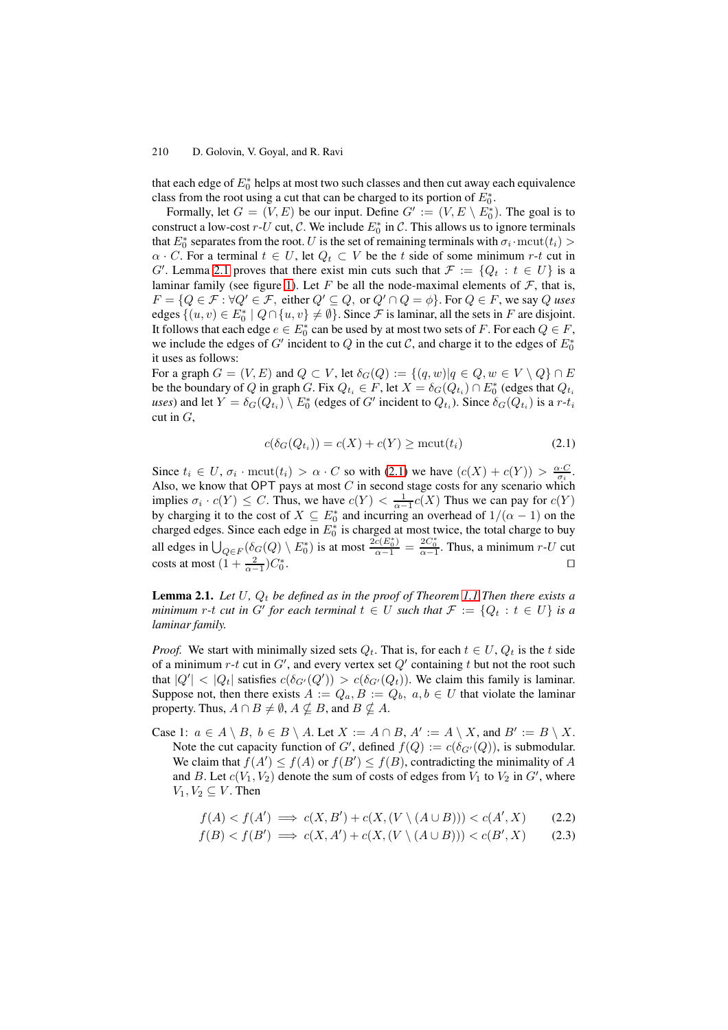that each edge of $E_0^*$ helps at most two such classes and then cut away each equivalence class from the root using a cut that can be charged to its portion of $E_0^*$.

Formally, let $G = (V, E)$ be our input. Define $G' := (V, E \setminus E_0^*)$. The goal is to construct a low-cost $r$-$U$ cut, $\mathcal{C}$. We include $E_0^*$ in $\mathcal{C}$. This allows us to ignore terminals that $E_0^*$ separates from the root. $U$ is the set of remaining terminals with $\sigma_i \cdot \text{mcut}(t_i) > \alpha \cdot C$. For a terminal $t \in U$, let $Q_t \subset V$ be the $t$ side of some minimum $r$-$t$ cut in $G'$. Lemma 2.1 proves that there exist min cuts such that $\mathcal{F} := \{Q_t : t \in U\}$ is a laminar family (see figure 1). Let $F$ be all the node-maximal elements of $\mathcal{F}$, that is, $F = \{Q \in \mathcal{F} : \forall Q' \in \mathcal{F}, \text{ either } Q' \subseteq Q, \text{ or } Q' \cap Q = \phi\}$. For $Q \in F$, we say $Q$ *uses* edges $\{(u, v) \in E_0^* \mid Q \cap \{u, v\} \neq \emptyset\}$. Since $\mathcal{F}$ is laminar, all the sets in $F$ are disjoint. It follows that each edge $e \in E_0^*$ can be used by at most two sets of $F$. For each $Q \in F$, we include the edges of $G'$ incident to $Q$ in the cut $\mathcal{C}$, and charge it to the edges of $E_0^*$ it uses as follows:

For a graph $G = (V, E)$ and $Q \subset V$, let $\delta_G(Q) := \{(q, w) | q \in Q, w \in V \setminus Q\} \cap E$ be the boundary of $Q$ in graph $G$. Fix $Q_{t_i} \in F$, let $X = \delta_G(Q_{t_i}) \cap E_0^*$ (edges that $Q_{t_i}$ *uses*) and let $Y = \delta_G(Q_{t_i}) \setminus E_0^*$ (edges of $G'$ incident to $Q_{t_i}$). Since $\delta_G(Q_{t_i})$ is a $r$-$t_i$ cut in $G$,

$$c(\delta_G(Q_{t_i})) = c(X) + c(Y) \geq \text{mcut}(t_i) \tag{2.1}$$

Since $t_i \in U$, $\sigma_i \cdot \text{mcut}(t_i) > \alpha \cdot C$ so with (2.1) we have $(c(X) + c(Y)) > \frac{\alpha \cdot C}{\sigma_i}$. Also, we know that $\mathsf{OPT}$ pays at most $C$ in second stage costs for any scenario which implies $\sigma_i \cdot c(Y) \leq C$. Thus, we have $c(Y) < \frac{1}{\alpha - 1} c(X)$ Thus we can pay for $c(Y)$ by charging it to the cost of $X \subseteq E_0^*$ and incurring an overhead of $1/(\alpha - 1)$ on the charged edges. Since each edge in $E_0^*$ is charged at most twice, the total charge to buy all edges in $\bigcup_{Q \in F} (\delta_G(Q) \setminus E_0^*)$ is at most $\frac{2c(E_0^*)}{\alpha - 1} = \frac{2C_0^*}{\alpha - 1}$. Thus, a minimum $r$-$U$ cut costs at most $(1 + \frac{2}{\alpha - 1})C_0^*$. □

**Lemma 2.1.** *Let $U$, $Q_t$ be defined as in the proof of Theorem 1.1 Then there exists a minimum $r$-$t$ cut in $G'$ for each terminal $t \in U$ such that $\mathcal{F} := \{Q_t : t \in U\}$ is a laminar family.*

*Proof.* We start with minimally sized sets $Q_t$. That is, for each $t \in U$, $Q_t$ is the $t$ side of a minimum $r$-$t$ cut in $G'$, and every vertex set $Q'$ containing $t$ but not the root such that $|Q'| < |Q_t|$ satisfies $c(\delta_{G'}(Q')) > c(\delta_{G'}(Q_t))$. We claim this family is laminar. Suppose not, then there exists $A := Q_a, B := Q_b,\ a, b \in U$ that violate the laminar property. Thus, $A \cap B \neq \emptyset$, $A \nsubseteq B$, and $B \nsubseteq A$.

Case 1: $a \in A \setminus B$, $b \in B \setminus A$. Let $X := A \cap B$, $A' := A \setminus X$, and $B' := B \setminus X$. Note the cut capacity function of $G'$, defined $f(Q) := c(\delta_{G'}(Q))$, is submodular. We claim that $f(A') \leq f(A)$ or $f(B') \leq f(B)$, contradicting the minimality of $A$ and $B$. Let $c(V_1, V_2)$ denote the sum of costs of edges from $V_1$ to $V_2$ in $G'$, where $V_1, V_2 \subseteq V$. Then

$$f(A) < f(A') \implies c(X, B') + c(X, (V \setminus (A \cup B))) < c(A', X) \tag{2.2}$$

$$f(B) < f(B') \implies c(X, A') + c(X, (V \setminus (A \cup B))) < c(B', X) \tag{2.3}$$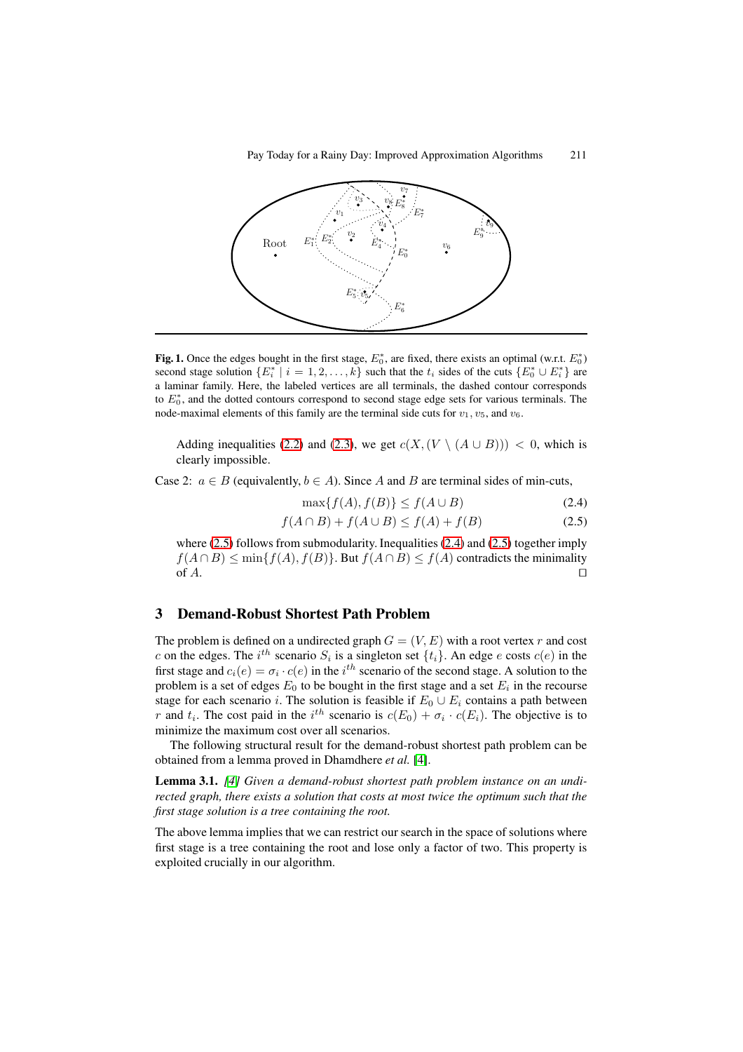**Fig. 1.** Once the edges bought in the first stage, $E_0^*$, are fixed, there exists an optimal (w.r.t. $E_0^*$) second stage solution $\{E_i^* \mid i = 1, 2, \ldots, k\}$ such that the $t_i$ sides of the cuts $\{E_0^* \cup E_i^*\}$ are a laminar family. Here, the labeled vertices are all terminals, the dashed contour corresponds to $E_0^*$, and the dotted contours correspond to second stage edge sets for various terminals. The node-maximal elements of this family are the terminal side cuts for $v_1$, $v_5$, and $v_6$.

Adding inequalities (2.2) and (2.3), we get $c(X, (V \setminus (A \cup B))) < 0$, which is clearly impossible.

Case 2: $a \in B$ (equivalently, $b \in A$). Since $A$ and $B$ are terminal sides of min-cuts,

$$\max\{f(A), f(B)\} \leq f(A \cup B) \tag{2.4}$$

$$f(A \cap B) + f(A \cup B) \leq f(A) + f(B) \tag{2.5}$$

where (2.5) follows from submodularity. Inequalities (2.4) and (2.5) together imply $f(A \cap B) \leq \min\{f(A), f(B)\}$. But $f(A \cap B) \leq f(A)$ contradicts the minimality of $A$. ◻

## 3 Demand-Robust Shortest Path Problem

The problem is defined on a undirected graph $G = (V, E)$ with a root vertex $r$ and cost $c$ on the edges. The $i^{th}$ scenario $S_i$ is a singleton set $\{t_i\}$. An edge $e$ costs $c(e)$ in the first stage and $c_i(e) = \sigma_i \cdot c(e)$ in the $i^{th}$ scenario of the second stage. A solution to the problem is a set of edges $E_0$ to be bought in the first stage and a set $E_i$ in the recourse stage for each scenario $i$. The solution is feasible if $E_0 \cup E_i$ contains a path between $r$ and $t_i$. The cost paid in the $i^{th}$ scenario is $c(E_0) + \sigma_i \cdot c(E_i)$. The objective is to minimize the maximum cost over all scenarios.

The following structural result for the demand-robust shortest path problem can be obtained from a lemma proved in Dhamdhere *et al.* [4].

**Lemma 3.1.** *[4] Given a demand-robust shortest path problem instance on an undirected graph, there exists a solution that costs at most twice the optimum such that the first stage solution is a tree containing the root.*

The above lemma implies that we can restrict our search in the space of solutions where first stage is a tree containing the root and lose only a factor of two. This property is exploited crucially in our algorithm.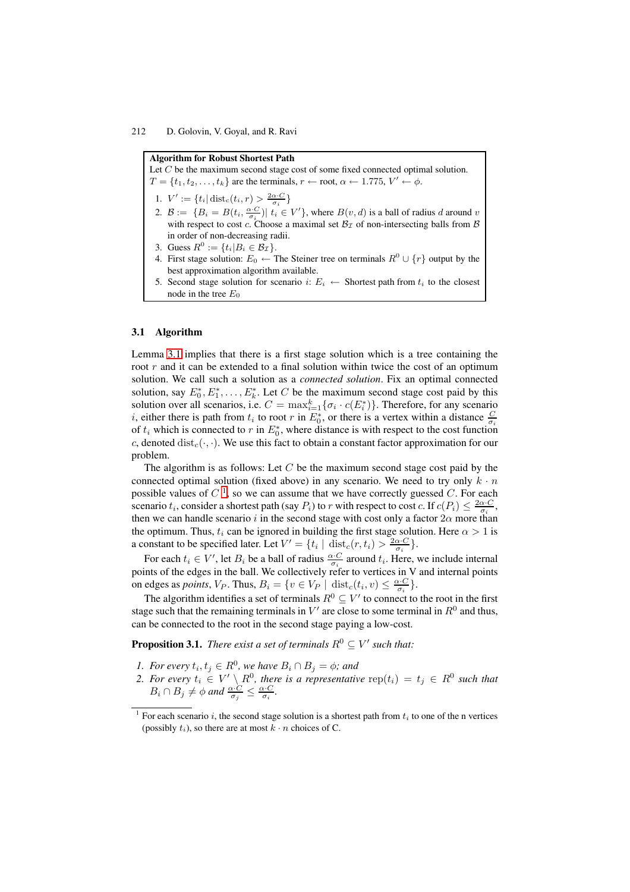**Algorithm for Robust Shortest Path**

Let $C$ be the maximum second stage cost of some fixed connected optimal solution.
$T = \{t_1, t_2, \ldots, t_k\}$ are the terminals, $r \leftarrow$ root, $\alpha \leftarrow 1.775$, $V' \leftarrow \phi$.

1. $V' := \{t_i | \operatorname{dist}_c(t_i, r) > \frac{2\alpha \cdot C}{\sigma_i}\}$
2. $\mathcal{B} := \{B_i = B(t_i, \frac{\alpha \cdot C}{\sigma_i}) | \, t_i \in V'\}$, where $B(v, d)$ is a ball of radius $d$ around $v$ with respect to cost $c$. Choose a maximal set $\mathcal{B}_{\mathcal{I}}$ of non-intersecting balls from $\mathcal{B}$ in order of non-decreasing radii.
3. Guess $R^0 := \{t_i | B_i \in \mathcal{B}_{\mathcal{I}}\}$.
4. First stage solution: $E_0 \leftarrow$ The Steiner tree on terminals $R^0 \cup \{r\}$ output by the best approximation algorithm available.
5. Second stage solution for scenario $i$: $E_i \leftarrow$ Shortest path from $t_i$ to the closest node in the tree $E_0$

### 3.1 Algorithm

Lemma 3.1 implies that there is a first stage solution which is a tree containing the root $r$ and it can be extended to a final solution within twice the cost of an optimum solution. We call such a solution as a *connected solution*. Fix an optimal connected solution, say $E_0^*, E_1^*, \ldots, E_k^*$. Let $C$ be the maximum second stage cost paid by this solution over all scenarios, i.e. $C = \max_{i=1}^k \{\sigma_i \cdot c(E_i^*)\}$. Therefore, for any scenario $i$, either there is path from $t_i$ to root $r$ in $E_0^*$, or there is a vertex within a distance $\frac{C}{\sigma_i}$ of $t_i$ which is connected to $r$ in $E_0^*$, where distance is with respect to the cost function $c$, denoted $\operatorname{dist}_c(\cdot, \cdot)$. We use this fact to obtain a constant factor approximation for our problem.

The algorithm is as follows: Let $C$ be the maximum second stage cost paid by the connected optimal solution (fixed above) in any scenario. We need to try only $k \cdot n$ possible values of $C$ [1], so we can assume that we have correctly guessed $C$. For each scenario $t_i$, consider a shortest path (say $P_i$) to $r$ with respect to cost $c$. If $c(P_i) \leq \frac{2\alpha \cdot C}{\sigma_i}$, then we can handle scenario $i$ in the second stage with cost only a factor $2\alpha$ more than the optimum. Thus, $t_i$ can be ignored in building the first stage solution. Here $\alpha > 1$ is a constant to be specified later. Let $V' = \{t_i \mid \operatorname{dist}_c(r, t_i) > \frac{2\alpha \cdot C}{\sigma_i}\}$.

For each $t_i \in V'$, let $B_i$ be a ball of radius $\frac{\alpha \cdot C}{\sigma_i}$ around $t_i$. Here, we include internal points of the edges in the ball. We collectively refer to vertices in V and internal points on edges as *points*, $V_P$. Thus, $B_i = \{v \in V_P \mid \operatorname{dist}_c(t_i, v) \leq \frac{\alpha \cdot C}{\sigma_i}\}$.

The algorithm identifies a set of terminals $R^0 \subseteq V'$ to connect to the root in the first stage such that the remaining terminals in $V'$ are close to some terminal in $R^0$ and thus, can be connected to the root in the second stage paying a low-cost.

**Proposition 3.1.** *There exist a set of terminals $R^0 \subseteq V'$ such that:*

1. *For every $t_i, t_j \in R^0$, we have $B_i \cap B_j = \phi$; and*
2. *For every $t_i \in V' \setminus R^0$, there is a representative $\operatorname{rep}(t_i) = t_j \in R^0$ such that $B_i \cap B_j \neq \phi$ and $\frac{\alpha \cdot C}{\sigma_j} \leq \frac{\alpha \cdot C}{\sigma_i}$.*

[1] For each scenario $i$, the second stage solution is a shortest path from $t_i$ to one of the n vertices (possibly $t_i$), so there are at most $k \cdot n$ choices of C.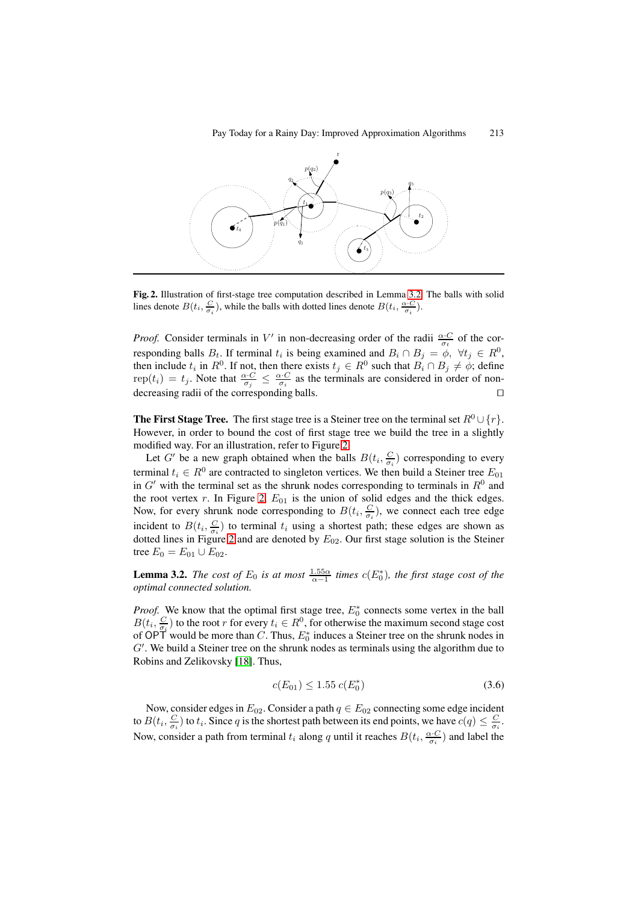**Fig. 2.** Illustration of first-stage tree computation described in Lemma 3.2. The balls with solid lines denote $B(t_i, \frac{C}{\sigma_i})$, while the balls with dotted lines denote $B(t_i, \frac{\alpha \cdot C}{\sigma_i})$.

*Proof.* Consider terminals in $V'$ in non-decreasing order of the radii $\frac{\alpha \cdot C}{\sigma_t}$ of the corresponding balls $B_t$. If terminal $t_i$ is being examined and $B_i \cap B_j = \phi, \ \forall t_j \in R^0$, then include $t_i$ in $R^0$. If not, then there exists $t_j \in R^0$ such that $B_i \cap B_j \neq \phi$; define $\text{rep}(t_i) = t_j$. Note that $\frac{\alpha \cdot C}{\sigma_j} \leq \frac{\alpha \cdot C}{\sigma_i}$ as the terminals are considered in order of non-decreasing radii of the corresponding balls. $\square$

**The First Stage Tree.** The first stage tree is a Steiner tree on the terminal set $R^0 \cup \{r\}$. However, in order to bound the cost of first stage tree we build the tree in a slightly modified way. For an illustration, refer to Figure 2.

Let $G'$ be a new graph obtained when the balls $B(t_i, \frac{C}{\sigma_i})$ corresponding to every terminal $t_i \in R^0$ are contracted to singleton vertices. We then build a Steiner tree $E_{01}$ in $G'$ with the terminal set as the shrunk nodes corresponding to terminals in $R^0$ and the root vertex $r$. In Figure 2, $E_{01}$ is the union of solid edges and the thick edges. Now, for every shrunk node corresponding to $B(t_i, \frac{C}{\sigma_i})$, we connect each tree edge incident to $B(t_i, \frac{C}{\sigma_i})$ to terminal $t_i$ using a shortest path; these edges are shown as dotted lines in Figure 2 and are denoted by $E_{02}$. Our first stage solution is the Steiner tree $E_0 = E_{01} \cup E_{02}$.

**Lemma 3.2.** *The cost of $E_0$ is at most $\frac{1.55\alpha}{\alpha - 1}$ times $c(E_0^*)$, the first stage cost of the optimal connected solution.*

*Proof.* We know that the optimal first stage tree, $E_0^*$ connects some vertex in the ball $B(t_i, \frac{C}{\sigma_i})$ to the root $r$ for every $t_i \in R^0$, for otherwise the maximum second stage cost of OPT would be more than $C$. Thus, $E_0^*$ induces a Steiner tree on the shrunk nodes in $G'$. We build a Steiner tree on the shrunk nodes as terminals using the algorithm due to Robins and Zelikovsky [18]. Thus,

$$c(E_{01}) \leq 1.55 \, c(E_0^*) \tag{3.6}$$

Now, consider edges in $E_{02}$. Consider a path $q \in E_{02}$ connecting some edge incident to $B(t_i, \frac{C}{\sigma_i})$ to $t_i$. Since $q$ is the shortest path between its end points, we have $c(q) \leq \frac{C}{\sigma_i}$. Now, consider a path from terminal $t_i$ along $q$ until it reaches $B(t_i, \frac{\alpha \cdot C}{\sigma_i})$ and label the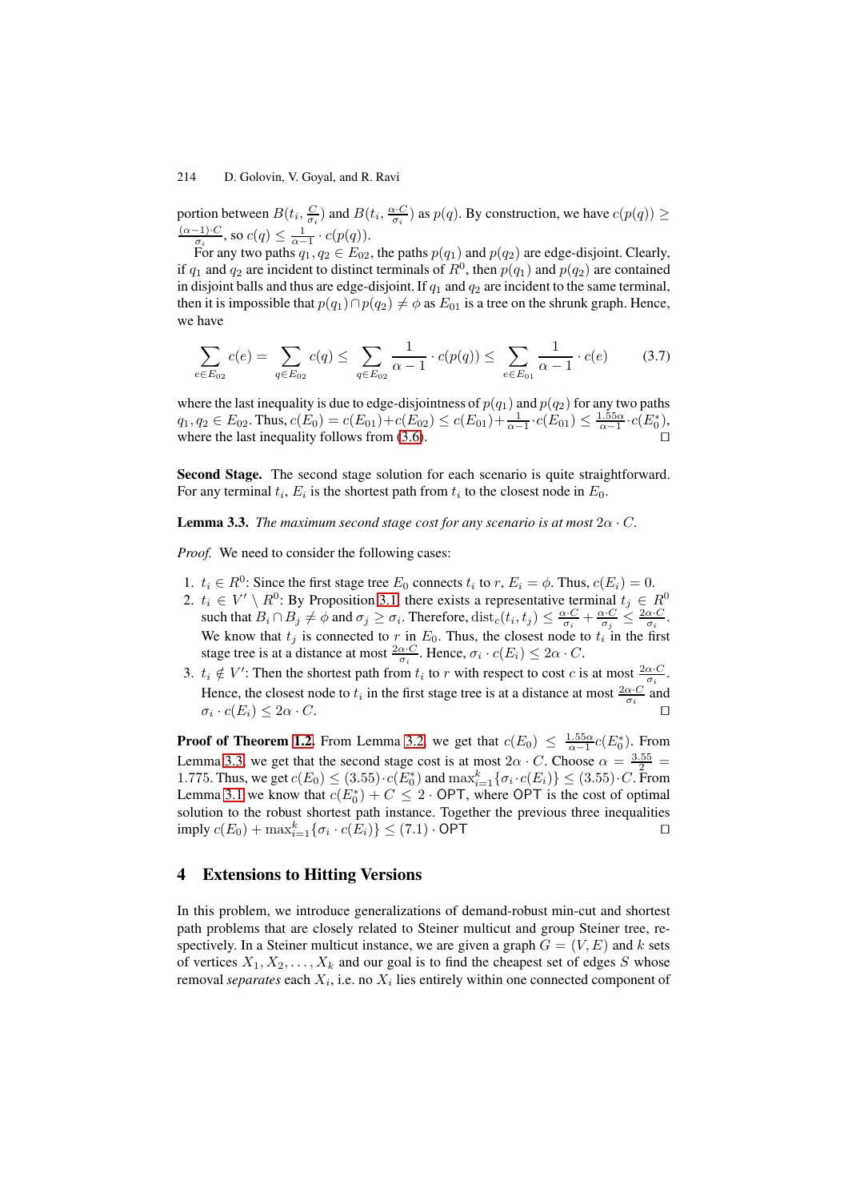portion between $B(t_i, \frac{C}{\sigma_i})$ and $B(t_i, \frac{\alpha \cdot C}{\sigma_i})$ as $p(q)$. By construction, we have $c(p(q)) \geq \frac{(\alpha-1)\cdot C}{\sigma_i}$, so $c(q) \leq \frac{1}{\alpha-1} \cdot c(p(q))$.

For any two paths $q_1, q_2 \in E_{02}$, the paths $p(q_1)$ and $p(q_2)$ are edge-disjoint. Clearly, if $q_1$ and $q_2$ are incident to distinct terminals of $R^0$, then $p(q_1)$ and $p(q_2)$ are contained in disjoint balls and thus are edge-disjoint. If $q_1$ and $q_2$ are incident to the same terminal, then it is impossible that $p(q_1) \cap p(q_2) \neq \phi$ as $E_{01}$ is a tree on the shrunk graph. Hence, we have

$$\sum_{e \in E_{02}} c(e) = \sum_{q \in E_{02}} c(q) \leq \sum_{q \in E_{02}} \frac{1}{\alpha - 1} \cdot c(p(q)) \leq \sum_{e \in E_{01}} \frac{1}{\alpha - 1} \cdot c(e) \tag{3.7}$$

where the last inequality is due to edge-disjointness of $p(q_1)$ and $p(q_2)$ for any two paths $q_1, q_2 \in E_{02}$. Thus, $c(E_0) = c(E_{01}) + c(E_{02}) \leq c(E_{01}) + \frac{1}{\alpha-1} \cdot c(E_{01}) \leq \frac{1.55\alpha}{\alpha-1} \cdot c(E_0^*)$, where the last inequality follows from (3.6). □

**Second Stage.** The second stage solution for each scenario is quite straightforward. For any terminal $t_i$, $E_i$ is the shortest path from $t_i$ to the closest node in $E_0$.

**Lemma 3.3.** *The maximum second stage cost for any scenario is at most $2\alpha \cdot C$.*

*Proof.* We need to consider the following cases:

1. $t_i \in R^0$: Since the first stage tree $E_0$ connects $t_i$ to $r$, $E_i = \phi$. Thus, $c(E_i) = 0$.
2. $t_i \in V' \setminus R^0$: By Proposition 3.1, there exists a representative terminal $t_j \in R^0$ such that $B_i \cap B_j \neq \phi$ and $\sigma_j \geq \sigma_i$. Therefore, $\mathrm{dist}_c(t_i, t_j) \leq \frac{\alpha \cdot C}{\sigma_i} + \frac{\alpha \cdot C}{\sigma_j} \leq \frac{2\alpha \cdot C}{\sigma_i}$. We know that $t_j$ is connected to $r$ in $E_0$. Thus, the closest node to $t_i$ in the first stage tree is at a distance at most $\frac{2\alpha \cdot C}{\sigma_i}$. Hence, $\sigma_i \cdot c(E_i) \leq 2\alpha \cdot C$.
3. $t_i \notin V'$: Then the shortest path from $t_i$ to $r$ with respect to cost $c$ is at most $\frac{2\alpha \cdot C}{\sigma_i}$. Hence, the closest node to $t_i$ in the first stage tree is at a distance at most $\frac{2\alpha \cdot C}{\sigma_i}$ and $\sigma_i \cdot c(E_i) \leq 2\alpha \cdot C$. □

**Proof of Theorem 1.2.** From Lemma 3.2, we get that $c(E_0) \leq \frac{1.55\alpha}{\alpha-1} c(E_0^*)$. From Lemma 3.3, we get that the second stage cost is at most $2\alpha \cdot C$. Choose $\alpha = \frac{3.55}{2} = 1.775$. Thus, we get $c(E_0) \leq (3.55) \cdot c(E_0^*)$ and $\max_{i=1}^{k}\{\sigma_i \cdot c(E_i)\} \leq (3.55) \cdot C$. From Lemma 3.1 we know that $c(E_0^*) + C \leq 2 \cdot \mathsf{OPT}$, where $\mathsf{OPT}$ is the cost of optimal solution to the robust shortest path instance. Together the previous three inequalities imply $c(E_0) + \max_{i=1}^{k}\{\sigma_i \cdot c(E_i)\} \leq (7.1) \cdot \mathsf{OPT}$ □

## 4 Extensions to Hitting Versions

In this problem, we introduce generalizations of demand-robust min-cut and shortest path problems that are closely related to Steiner multicut and group Steiner tree, respectively. In a Steiner multicut instance, we are given a graph $G = (V, E)$ and $k$ sets of vertices $X_1, X_2, \ldots, X_k$ and our goal is to find the cheapest set of edges $S$ whose removal *separates* each $X_i$, i.e. no $X_i$ lies entirely within one connected component of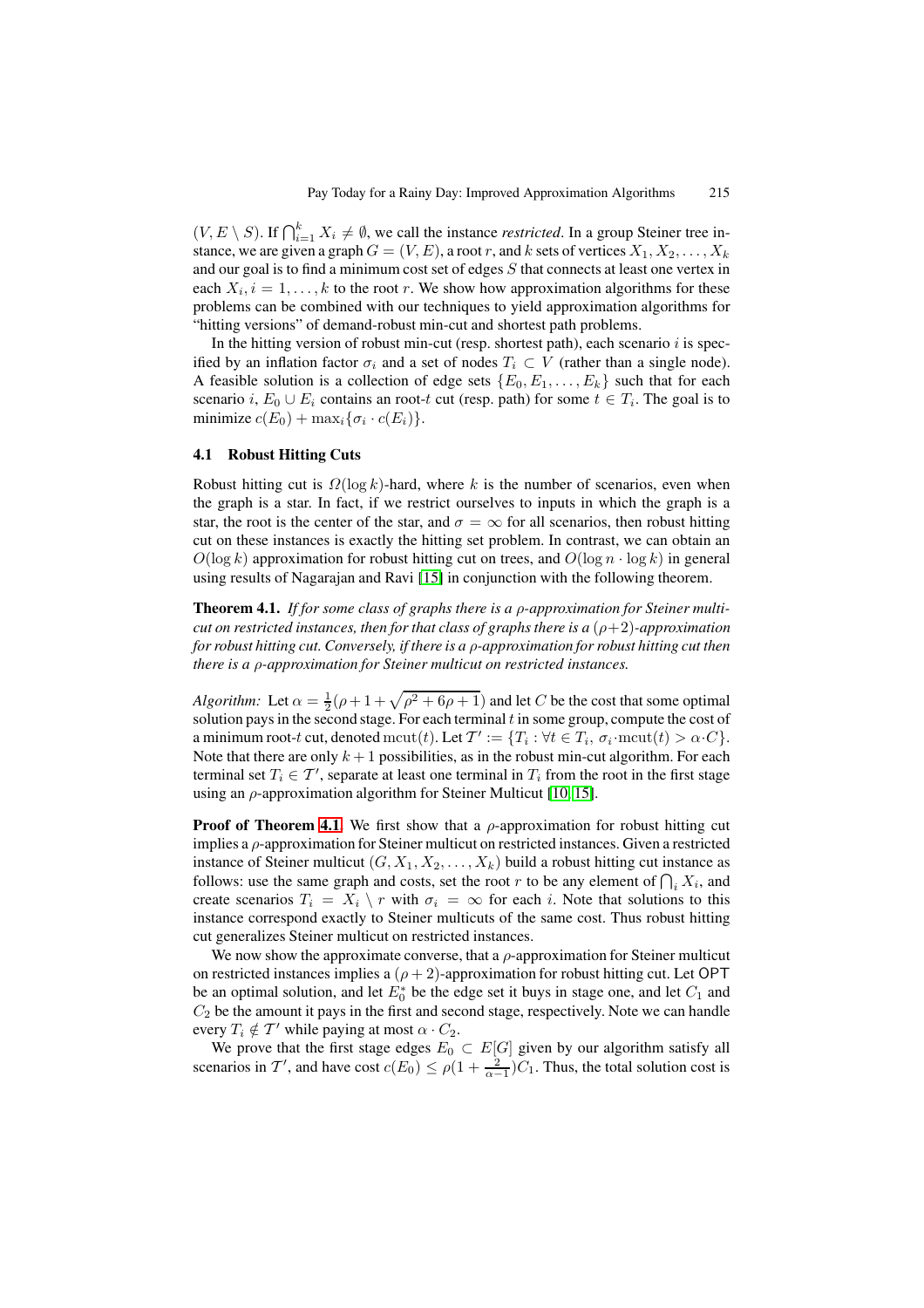$(V, E \setminus S)$. If $\bigcap_{i=1}^{k} X_i \neq \emptyset$, we call the instance *restricted*. In a group Steiner tree instance, we are given a graph $G = (V, E)$, a root $r$, and $k$ sets of vertices $X_1, X_2, \ldots, X_k$ and our goal is to find a minimum cost set of edges $S$ that connects at least one vertex in each $X_i, i = 1, \ldots, k$ to the root $r$. We show how approximation algorithms for these problems can be combined with our techniques to yield approximation algorithms for "hitting versions" of demand-robust min-cut and shortest path problems.

In the hitting version of robust min-cut (resp. shortest path), each scenario $i$ is specified by an inflation factor $\sigma_i$ and a set of nodes $T_i \subset V$ (rather than a single node). A feasible solution is a collection of edge sets $\{E_0, E_1, \ldots, E_k\}$ such that for each scenario $i$, $E_0 \cup E_i$ contains an root-$t$ cut (resp. path) for some $t \in T_i$. The goal is to minimize $c(E_0) + \max_i\{\sigma_i \cdot c(E_i)\}$.

### 4.1 Robust Hitting Cuts

Robust hitting cut is $\Omega(\log k)$-hard, where $k$ is the number of scenarios, even when the graph is a star. In fact, if we restrict ourselves to inputs in which the graph is a star, the root is the center of the star, and $\sigma = \infty$ for all scenarios, then robust hitting cut on these instances is exactly the hitting set problem. In contrast, we can obtain an $O(\log k)$ approximation for robust hitting cut on trees, and $O(\log n \cdot \log k)$ in general using results of Nagarajan and Ravi [15] in conjunction with the following theorem.

**Theorem 4.1.** *If for some class of graphs there is a $\rho$-approximation for Steiner multicut on restricted instances, then for that class of graphs there is a $(\rho+2)$-approximation for robust hitting cut. Conversely, if there is a $\rho$-approximation for robust hitting cut then there is a $\rho$-approximation for Steiner multicut on restricted instances.*

*Algorithm:* Let $\alpha = \frac{1}{2}(\rho + 1 + \sqrt{\rho^2 + 6\rho + 1})$ and let $C$ be the cost that some optimal solution pays in the second stage. For each terminal $t$ in some group, compute the cost of a minimum root-$t$ cut, denoted $\mathrm{mcut}(t)$. Let $\mathcal{T}' := \{T_i : \forall t \in T_i,\ \sigma_i \cdot \mathrm{mcut}(t) > \alpha \cdot C\}$. Note that there are only $k+1$ possibilities, as in the robust min-cut algorithm. For each terminal set $T_i \in \mathcal{T}'$, separate at least one terminal in $T_i$ from the root in the first stage using an $\rho$-approximation algorithm for Steiner Multicut [10, 15].

**Proof of Theorem 4.1.** We first show that a $\rho$-approximation for robust hitting cut implies a $\rho$-approximation for Steiner multicut on restricted instances. Given a restricted instance of Steiner multicut $(G, X_1, X_2, \ldots, X_k)$ build a robust hitting cut instance as follows: use the same graph and costs, set the root $r$ to be any element of $\bigcap_i X_i$, and create scenarios $T_i = X_i \setminus r$ with $\sigma_i = \infty$ for each $i$. Note that solutions to this instance correspond exactly to Steiner multicuts of the same cost. Thus robust hitting cut generalizes Steiner multicut on restricted instances.

We now show the approximate converse, that a $\rho$-approximation for Steiner multicut on restricted instances implies a $(\rho + 2)$-approximation for robust hitting cut. Let $\mathsf{OPT}$ be an optimal solution, and let $E_0^*$ be the edge set it buys in stage one, and let $C_1$ and $C_2$ be the amount it pays in the first and second stage, respectively. Note we can handle every $T_i \notin \mathcal{T}'$ while paying at most $\alpha \cdot C_2$.

We prove that the first stage edges $E_0 \subset E[G]$ given by our algorithm satisfy all scenarios in $\mathcal{T}'$, and have cost $c(E_0) \leq \rho(1 + \frac{2}{\alpha - 1})C_1$. Thus, the total solution cost is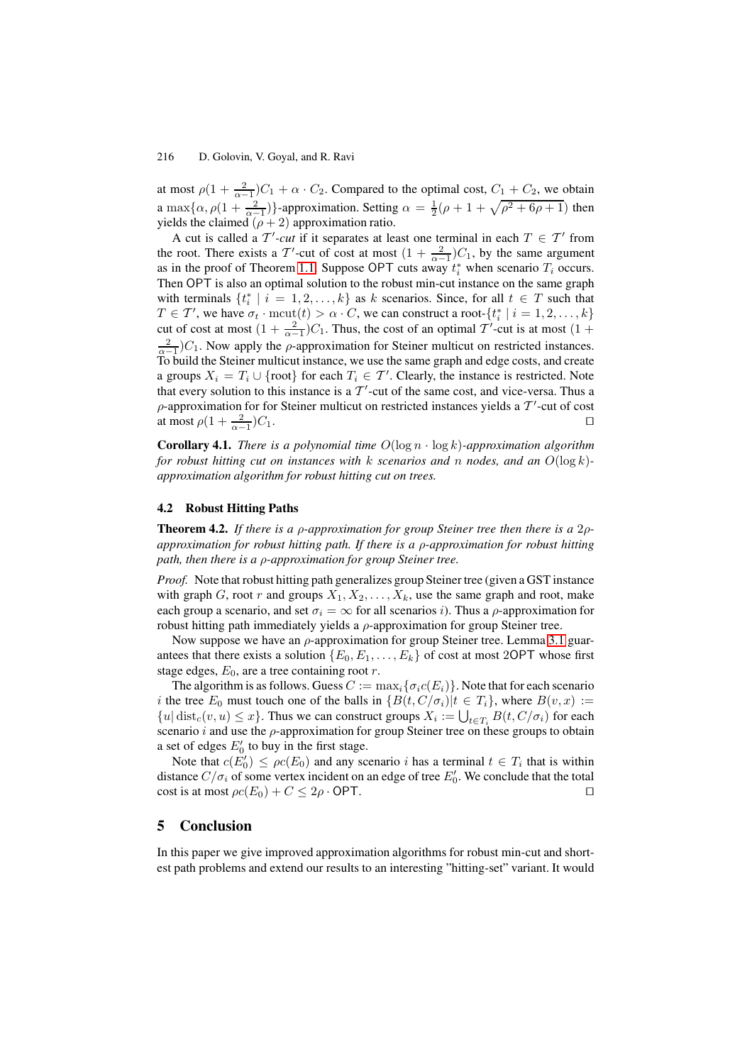at most $\rho(1 + \frac{2}{\alpha-1})C_1 + \alpha \cdot C_2$. Compared to the optimal cost, $C_1 + C_2$, we obtain a $\max\{\alpha, \rho(1 + \frac{2}{\alpha-1})\}$-approximation. Setting $\alpha = \frac{1}{2}(\rho + 1 + \sqrt{\rho^2 + 6\rho + 1})$ then yields the claimed $(\rho + 2)$ approximation ratio.

A cut is called a $\mathcal{T}'$*-cut* if it separates at least one terminal in each $T \in \mathcal{T}'$ from the root. There exists a $\mathcal{T}'$-cut of cost at most $(1 + \frac{2}{\alpha-1})C_1$, by the same argument as in the proof of Theorem 1.1. Suppose $\mathsf{OPT}$ cuts away $t_i^*$ when scenario $T_i$ occurs. Then $\mathsf{OPT}$ is also an optimal solution to the robust min-cut instance on the same graph with terminals $\{t_i^* \mid i = 1, 2, \ldots, k\}$ as $k$ scenarios. Since, for all $t \in T$ such that $T \in \mathcal{T}'$, we have $\sigma_t \cdot \mathrm{mcut}(t) > \alpha \cdot C$, we can construct a root-$\{t_i^* \mid i = 1, 2, \ldots, k\}$ cut of cost at most $(1 + \frac{2}{\alpha-1})C_1$. Thus, the cost of an optimal $\mathcal{T}'$-cut is at most $(1 + \frac{2}{\alpha-1})C_1$. Now apply the $\rho$-approximation for Steiner multicut on restricted instances. To build the Steiner multicut instance, we use the same graph and edge costs, and create a groups $X_i = T_i \cup \{\text{root}\}$ for each $T_i \in \mathcal{T}'$. Clearly, the instance is restricted. Note that every solution to this instance is a $\mathcal{T}'$-cut of the same cost, and vice-versa. Thus a $\rho$-approximation for for Steiner multicut on restricted instances yields a $\mathcal{T}'$-cut of cost at most $\rho(1 + \frac{2}{\alpha-1})C_1$. ◻

**Corollary 4.1.** *There is a polynomial time $O(\log n \cdot \log k)$-approximation algorithm for robust hitting cut on instances with $k$ scenarios and $n$ nodes, and an $O(\log k)$-approximation algorithm for robust hitting cut on trees.*

### 4.2 Robust Hitting Paths

**Theorem 4.2.** *If there is a $\rho$-approximation for group Steiner tree then there is a $2\rho$-approximation for robust hitting path. If there is a $\rho$-approximation for robust hitting path, then there is a $\rho$-approximation for group Steiner tree.*

*Proof.* Note that robust hitting path generalizes group Steiner tree (given a GST instance with graph $G$, root $r$ and groups $X_1, X_2, \ldots, X_k$, use the same graph and root, make each group a scenario, and set $\sigma_i = \infty$ for all scenarios $i$). Thus a $\rho$-approximation for robust hitting path immediately yields a $\rho$-approximation for group Steiner tree.

Now suppose we have an $\rho$-approximation for group Steiner tree. Lemma 3.1 guarantees that there exists a solution $\{E_0, E_1, \ldots, E_k\}$ of cost at most $2\mathsf{OPT}$ whose first stage edges, $E_0$, are a tree containing root $r$.

The algorithm is as follows. Guess $C := \max_i\{\sigma_i c(E_i)\}$. Note that for each scenario $i$ the tree $E_0$ must touch one of the balls in $\{B(t, C/\sigma_i) | t \in T_i\}$, where $B(v, x) := \{u | \mathrm{dist}_c(v, u) \leq x\}$. Thus we can construct groups $X_i := \bigcup_{t \in T_i} B(t, C/\sigma_i)$ for each scenario $i$ and use the $\rho$-approximation for group Steiner tree on these groups to obtain a set of edges $E_0'$ to buy in the first stage.

Note that $c(E_0') \leq \rho c(E_0)$ and any scenario $i$ has a terminal $t \in T_i$ that is within distance $C/\sigma_i$ of some vertex incident on an edge of tree $E_0'$. We conclude that the total cost is at most $\rho c(E_0) + C \leq 2\rho \cdot \mathsf{OPT}$. ◻

## 5 Conclusion

In this paper we give improved approximation algorithms for robust min-cut and shortest path problems and extend our results to an interesting "hitting-set" variant. It would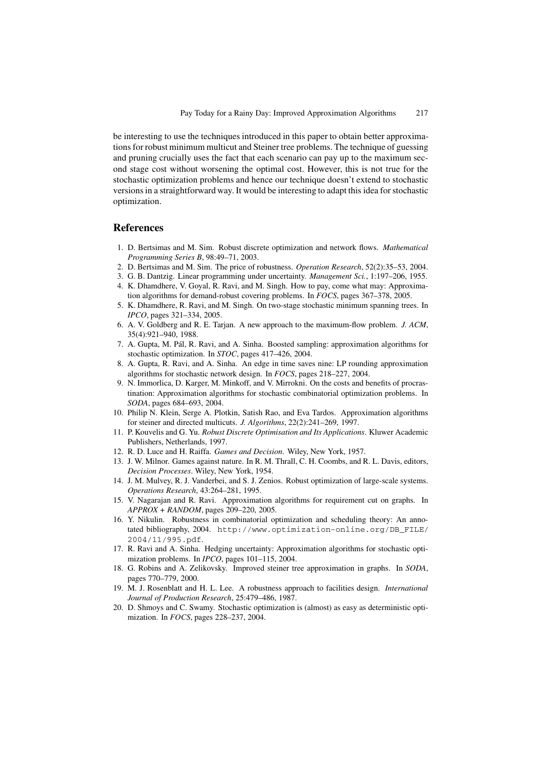be interesting to use the techniques introduced in this paper to obtain better approximations for robust minimum multicut and Steiner tree problems. The technique of guessing and pruning crucially uses the fact that each scenario can pay up to the maximum second stage cost without worsening the optimal cost. However, this is not true for the stochastic optimization problems and hence our technique doesn't extend to stochastic versions in a straightforward way. It would be interesting to adapt this idea for stochastic optimization.

## References

1. D. Bertsimas and M. Sim. Robust discrete optimization and network flows. *Mathematical Programming Series B*, 98:49–71, 2003.
2. D. Bertsimas and M. Sim. The price of robustness. *Operation Research*, 52(2):35–53, 2004.
3. G. B. Dantzig. Linear programming under uncertainty. *Management Sci.*, 1:197–206, 1955.
4. K. Dhamdhere, V. Goyal, R. Ravi, and M. Singh. How to pay, come what may: Approximation algorithms for demand-robust covering problems. In *FOCS*, pages 367–378, 2005.
5. K. Dhamdhere, R. Ravi, and M. Singh. On two-stage stochastic minimum spanning trees. In *IPCO*, pages 321–334, 2005.
6. A. V. Goldberg and R. E. Tarjan. A new approach to the maximum-flow problem. *J. ACM*, 35(4):921–940, 1988.
7. A. Gupta, M. Pál, R. Ravi, and A. Sinha. Boosted sampling: approximation algorithms for stochastic optimization. In *STOC*, pages 417–426, 2004.
8. A. Gupta, R. Ravi, and A. Sinha. An edge in time saves nine: LP rounding approximation algorithms for stochastic network design. In *FOCS*, pages 218–227, 2004.
9. N. Immorlica, D. Karger, M. Minkoff, and V. Mirrokni. On the costs and benefits of procrastination: Approximation algorithms for stochastic combinatorial optimization problems. In *SODA*, pages 684–693, 2004.
10. Philip N. Klein, Serge A. Plotkin, Satish Rao, and Eva Tardos. Approximation algorithms for steiner and directed multicuts. *J. Algorithms*, 22(2):241–269, 1997.
11. P. Kouvelis and G. Yu. *Robust Discrete Optimisation and Its Applications*. Kluwer Academic Publishers, Netherlands, 1997.
12. R. D. Luce and H. Raiffa. *Games and Decision*. Wiley, New York, 1957.
13. J. W. Milnor. Games against nature. In R. M. Thrall, C. H. Coombs, and R. L. Davis, editors, *Decision Processes*. Wiley, New York, 1954.
14. J. M. Mulvey, R. J. Vanderbei, and S. J. Zenios. Robust optimization of large-scale systems. *Operations Research*, 43:264–281, 1995.
15. V. Nagarajan and R. Ravi. Approximation algorithms for requirement cut on graphs. In *APPROX + RANDOM*, pages 209–220, 2005.
16. Y. Nikulin. Robustness in combinatorial optimization and scheduling theory: An annotated bibliography, 2004. `http://www.optimization-online.org/DB_FILE/2004/11/995.pdf`.
17. R. Ravi and A. Sinha. Hedging uncertainty: Approximation algorithms for stochastic optimization problems. In *IPCO*, pages 101–115, 2004.
18. G. Robins and A. Zelikovsky. Improved steiner tree approximation in graphs. In *SODA*, pages 770–779, 2000.
19. M. J. Rosenblatt and H. L. Lee. A robustness approach to facilities design. *International Journal of Production Research*, 25:479–486, 1987.
20. D. Shmoys and C. Swamy. Stochastic optimization is (almost) as easy as deterministic optimization. In *FOCS*, pages 228–237, 2004.